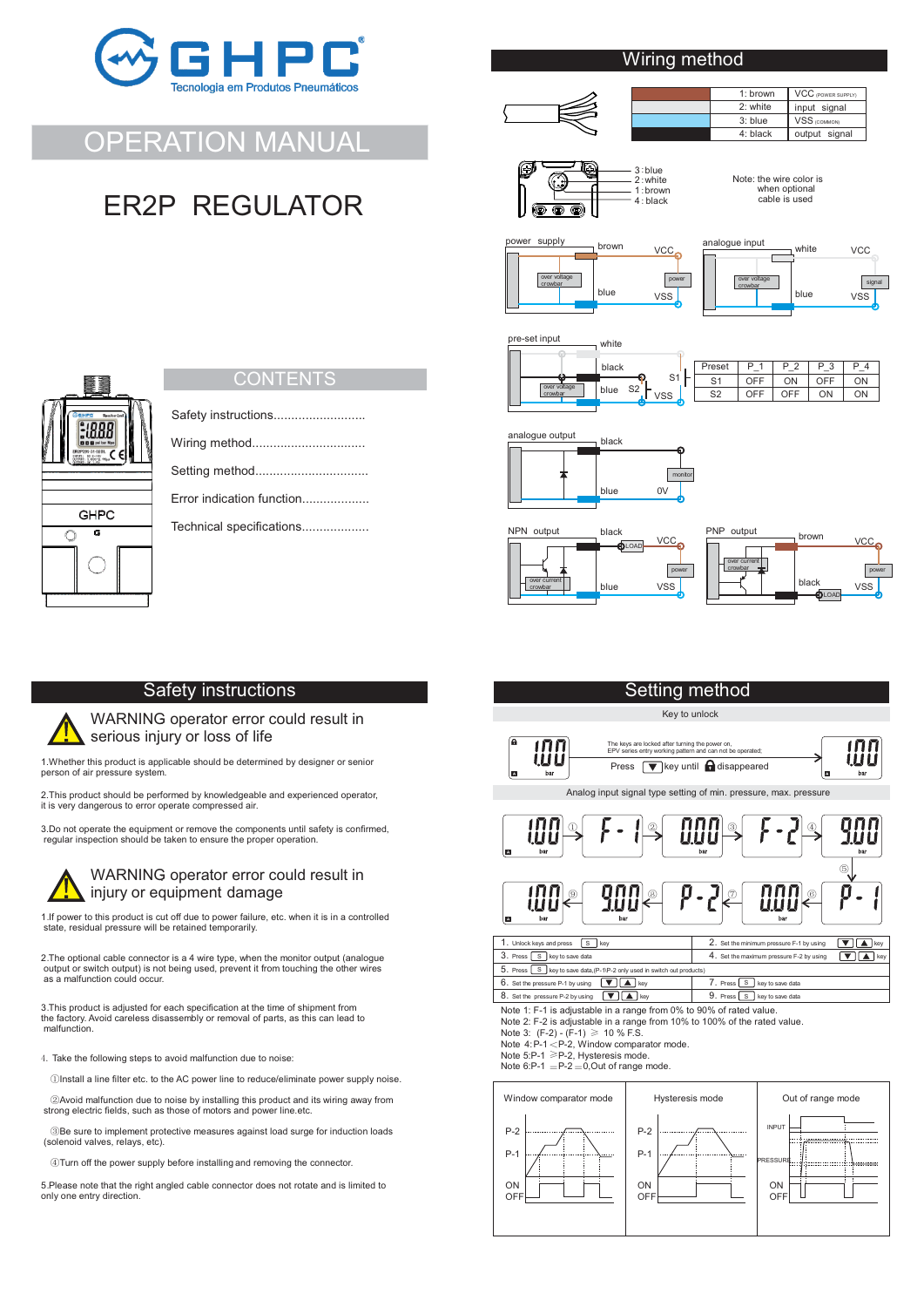# GHPC

Tecnologia em Produtos Pneumáticos

## OPERATION MANUAL

# ER2P REGULATOR

## CONTENTS

- Safety instructions..........................
- Wiring method................................
- Setting method................................
- Error indication function...................
- Technical specifications...................

## Wiring method

| | |
|---|---|
| 1: brown | VCC (POWER SUPPLY) |
| 2: white | input signal |
| 3: blue | VSS (COMMON) |
| 4: black | output signal |

3 : blue
2 : white
1 : brown
4 : black

Note: the wire color is when optional cable is used

power supply — brown, VCC, over voltage crowbar, power, blue, VSS

analogue input — white, VCC, over voltage crowbar, signal, blue, VSS

pre-set input — white, black, S1, over voltage crowbar, blue, S2, VSS

| Preset | P_1 | P_2 | P_3 | P_4 |
|---|---|---|---|---|
| S1 | OFF | ON | OFF | ON |
| S2 | OFF | OFF | ON | ON |

analogue output — black, monitor, blue, 0V

NPN output — black, LOAD, VCC, power, over current crowbar, blue, VSS

PNP output — brown, VCC, over current crowbar, power, black, LOAD, VSS

## Safety instructions

### WARNING operator error could result in serious injury or loss of life

1.Whether this product is applicable should be determined by designer or senior person of air pressure system.

2.This product should be performed by knowledgeable and experienced operator, it is very dangerous to error operate compressed air.

3.Do not operate the equipment or remove the components until safety is confirmed, regular inspection should be taken to ensure the proper operation.

### WARNING operator error could result in injury or equipment damage

1.If power to this product is cut off due to power failure, etc. when it is in a controlled state, residual pressure will be retained temporarily.

2.The optional cable connector is a 4 wire type, when the monitor output (analogue output or switch output) is not being used, prevent it from touching the other wires as a malfunction could occur.

3.This product is adjusted for each specification at the time of shipment from the factory. Avoid careless disassembly or removal of parts, as this can lead to malfunction.

4. Take the following steps to avoid malfunction due to noise:

①Install a line filter etc. to the AC power line to reduce/eliminate power supply noise.

②Avoid malfunction due to noise by installing this product and its wiring away from strong electric fields, such as those of motors and power line.etc.

③Be sure to implement protective measures against load surge for induction loads (solenoid valves, relays, etc).

④Turn off the power supply before installing and removing the connector.

5.Please note that the right angled cable connector does not rotate and is limited to only one entry direction.

## Setting method

### Key to unlock

The keys are locked after turning the power on, EPV series entry working pattern and can not be operated;

Press [▼] key until [lock] disappeared

### Analog input signal type setting of min. pressure, max. pressure

1.00 → ① F-1 → ② 0.00 → ③ F-2 → ④ 9.00 → ⑤ P-1 → ⑥ 0.00 → ⑦ P-2 → ⑧ 9.00 → ⑨ 1.00

| | |
|---|---|
| 1. Unlock keys and press [S] key | 2. Set the minimum pressure F-1 by using [▼][▲] key |
| 3. Press [S] key to save data | 4. Set the maximum pressure F-2 by using [▼][▲] key |
| 5. Press [S] key to save data,(P-1/P-2 only used in switch out products) | |
| 6. Set the pressure P-1 by using [▼][▲] key | 7. Press [S] key to save data |
| 8. Set the pressure P-2 by using [▼][▲] key | 9. Press [S] key to save data |

Note 1: F-1 is adjustable in a range from 0% to 90% of rated value.
Note 2: F-2 is adjustable in a range from 10% to 100% of the rated value.
Note 3: (F-2) - (F-1) ≥ 10 % F.S.
Note 4: P-1＜P-2, Window comparator mode.
Note 5: P-1 ≥ P-2, Hysteresis mode.
Note 6: P-1 ＝P-2＝0, Out of range mode.

| Window comparator mode | Hysteresis mode | Out of range mode |
|---|---|---|
| P-2, P-1, ON, OFF | P-2, P-1, ON, OFF | INPUT, PRESSURE, ON, OFF |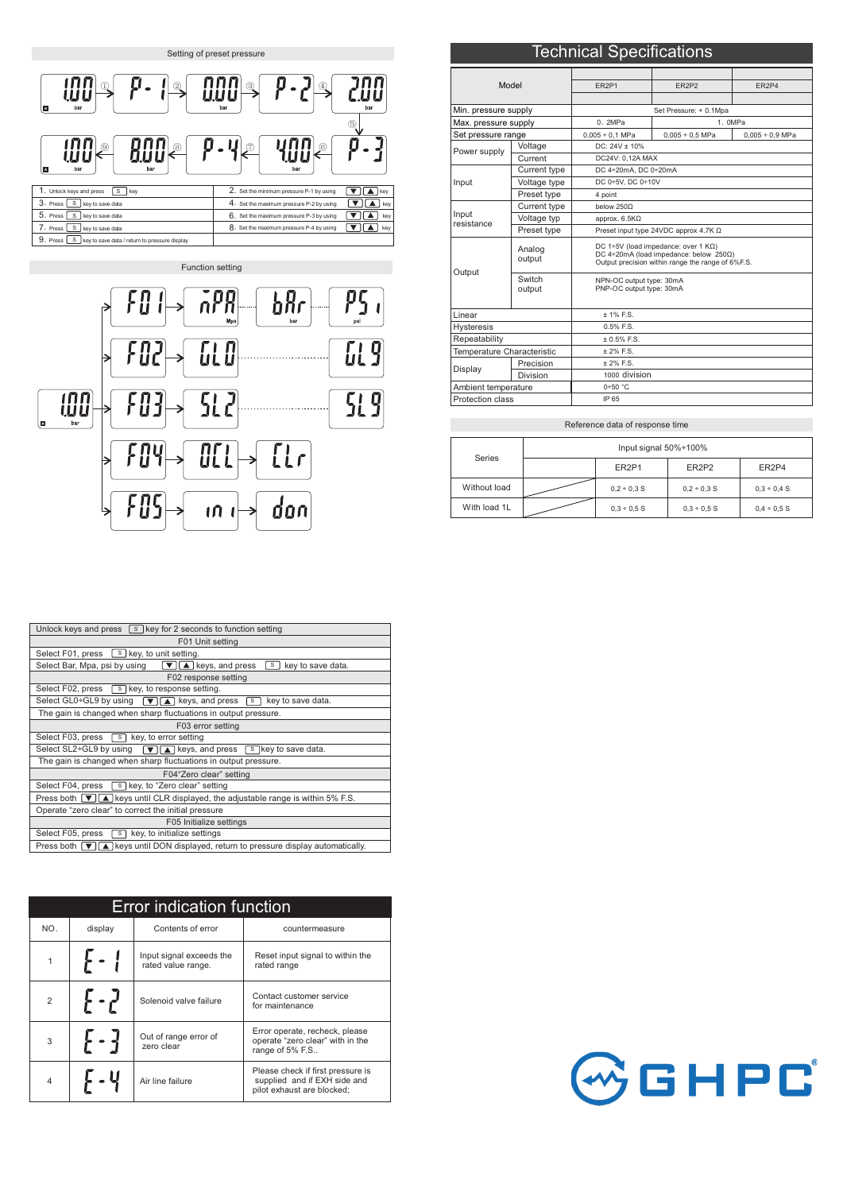## Setting of preset pressure

1.00 bar ① P-1 ② 0.00 bar ③ P-2 ④ 2.00 bar ⑤ P-3 ⑥ 4.00 bar ⑦ P-4 ⑧ 8.00 bar ⑨ 1.00 bar

| | |
|---|---|
| 1. Unlock keys and press [S] key | 2. Set the minimum pressure P-1 by using [▼][▲] key |
| 3. Press [S] key to save data | 4. Set the maximum pressure P-2 by using [▼][▲] key |
| 5. Press [S] key to save data | 6. Set the maximum pressure P-3 by using [▼][▲] key |
| 7. Press [S] key to save data | 8. Set the maximum pressure P-4 by using [▼][▲] key |
| 9. Press [S] key to save data / return to pressure display | |

## Function setting

1.00 bar → F01 → nPA (Mpa) … bAr (bar) … PSi (psi)

F02 → GL0 … GL9

F03 → SL2 … SL9

F04 → 0CL → CLr

F05 → ini → don

| |
|---|
| Unlock keys and press [S] key for 2 seconds to function setting |
| F01 Unit setting |
| Select F01, press [S] key, to unit setting. |
| Select Bar, Mpa, psi by using [▼][▲] keys, and press [S] key to save data. |
| F02 response setting |
| Select F02, press [S] key, to response setting. |
| Select GL0÷GL9 by using [▼][▲] keys, and press [S] key to save data. |
| The gain is changed when sharp fluctuations in output pressure. |
| F03 error setting |
| Select F03, press [S] key, to error setting |
| Select SL2÷SL9 by using [▼][▲] keys, and press [S] key to save data. |
| The gain is changed when sharp fluctuations in output pressure. |
| F04"Zero clear" setting |
| Select F04, press [S] key, to "Zero clear" setting |
| Press both [▼][▲] keys until CLR displayed, the adjustable range is within 5% F.S. |
| Operate "zero clear" to correct the initial pressure |
| F05 Initialize settings |
| Select F05, press [S] key, to initialize settings |
| Press both [▼][▲] keys until DON displayed, return to pressure display automatically. |

## Error indication function

| NO. | display | Contents of error | countermeasure |
|---|---|---|---|
| 1 | E-1 | Input signal exceeds the rated value range. | Reset input signal to within the rated range |
| 2 | E-2 | Solenoid valve failure | Contact customer service for maintenance |
| 3 | E-3 | Out of range error of zero clear | Error operate, recheck, please operate "zero clear" with in the range of 5% F.S.. |
| 4 | E-4 | Air line failure | Please check if first pressure is supplied and if EXH side and pilot exhaust are blocked; |

## Technical Specifications

| Model | | ER2P1 | ER2P2 | ER2P4 |
|---|---|---|---|---|
| Min. pressure supply | | Set Pressure: + 0.1Mpa | | |
| Max. pressure supply | | 0.2MPa | 1.0MPa | |
| Set pressure range | | 0,005 ÷ 0,1 MPa | 0,005 ÷ 0,5 MPa | 0,005 ÷ 0,9 MPa |
| Power supply | Voltage | DC: 24V ± 10% | | |
| | Current | DC24V: 0,12A MAX | | |
| Input | Current type | DC 4÷20mA, DC 0÷20mA | | |
| | Voltage type | DC 0÷5V, DC 0÷10V | | |
| | Preset type | 4 point | | |
| Input resistance | Current type | below 250Ω | | |
| | Voltage typ | approx. 6.5KΩ | | |
| | Preset type | Preset input type 24VDC approx 4.7K Ω | | |
| Output | Analog output | DC 1÷5V (load impedance: over 1 KΩ) DC 4÷20mA (load impedance: below 250Ω) Output precision within range the range of 6%F.S. | | |
| | Switch output | NPN-OC output type: 30mA PNP-OC output type: 30mA | | |
| Linear | | ± 1% F.S. | | |
| Hysteresis | | 0.5% F.S. | | |
| Repeatability | | ± 0.5% F.S. | | |
| Temperature Characteristic | | ± 2% F.S. | | |
| Display | Precision | ± 2% F.S. | | |
| | Division | 1000 division | | |
| Ambient temperature | | 0÷50 °C | | |
| Protection class | | IP 65 | | |

## Reference data of response time

| Series | | Input signal 50%÷100% | | |
|---|---|---|---|---|
| | | ER2P1 | ER2P2 | ER2P4 |
| Without load | | 0,2 ÷ 0,3 S | 0,2 ÷ 0,3 S | 0,3 ÷ 0,4 S |
| With load 1L | | 0,3 ÷ 0,5 S | 0,3 ÷ 0,5 S | 0,4 ÷ 0,5 S |

GHPC®